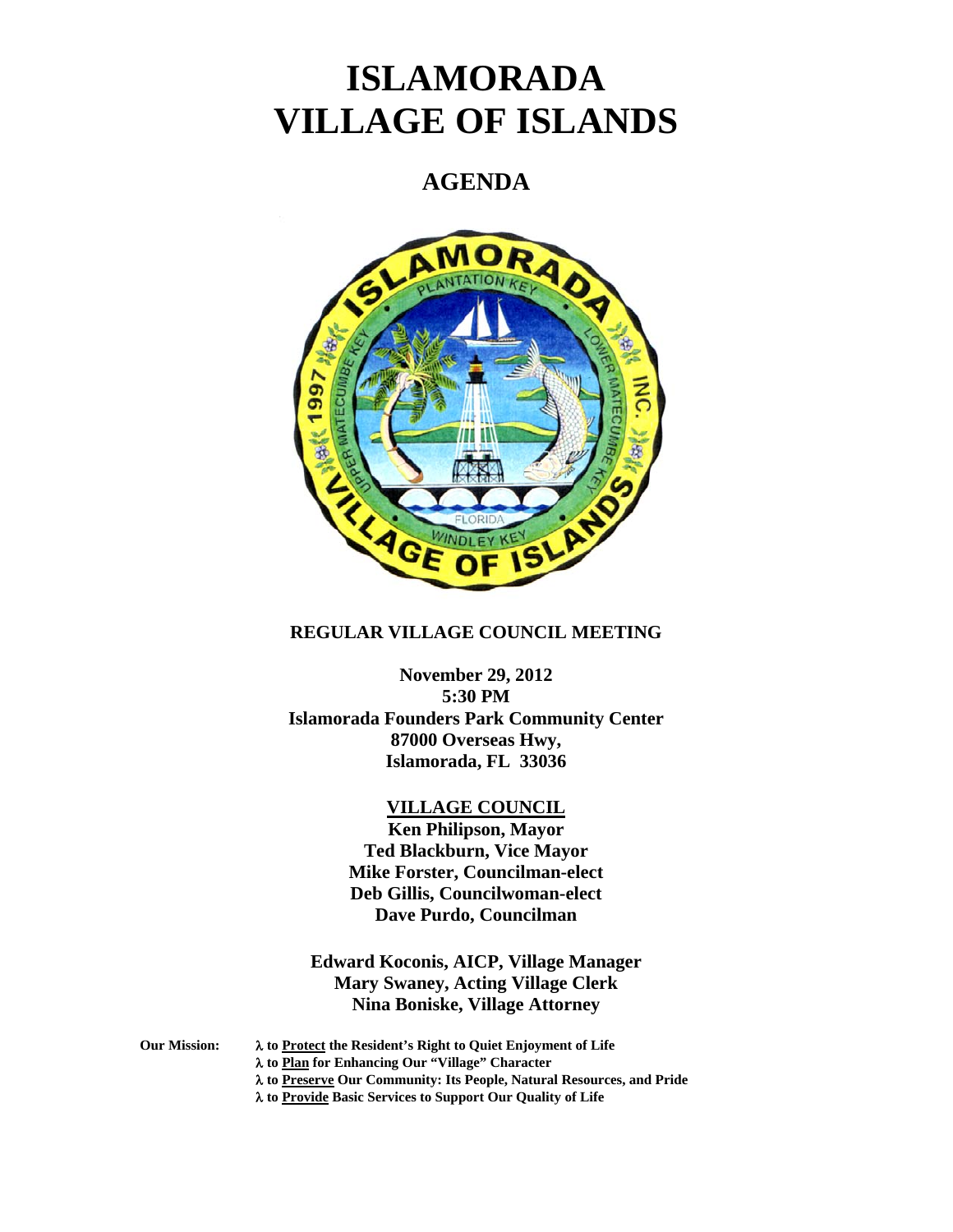# ISLAMORADA
# VILLAGE OF ISLANDS

## AGENDA

**REGULAR VILLAGE COUNCIL MEETING**

**November 29, 2012**
**5:30 PM**
**Islamorada Founders Park Community Center**
**87000 Overseas Hwy,**
**Islamorada, FL 33036**

**VILLAGE COUNCIL**

**Ken Philipson, Mayor**
**Ted Blackburn, Vice Mayor**
**Mike Forster, Councilman-elect**
**Deb Gillis, Councilwoman-elect**
**Dave Purdo, Councilman**

**Edward Koconis, AICP, Village Manager**
**Mary Swaney, Acting Village Clerk**
**Nina Boniske, Village Attorney**

**Our Mission:**

- **to Protect the Resident's Right to Quiet Enjoyment of Life**
- **to Plan for Enhancing Our "Village" Character**
- **to Preserve Our Community: Its People, Natural Resources, and Pride**
- **to Provide Basic Services to Support Our Quality of Life**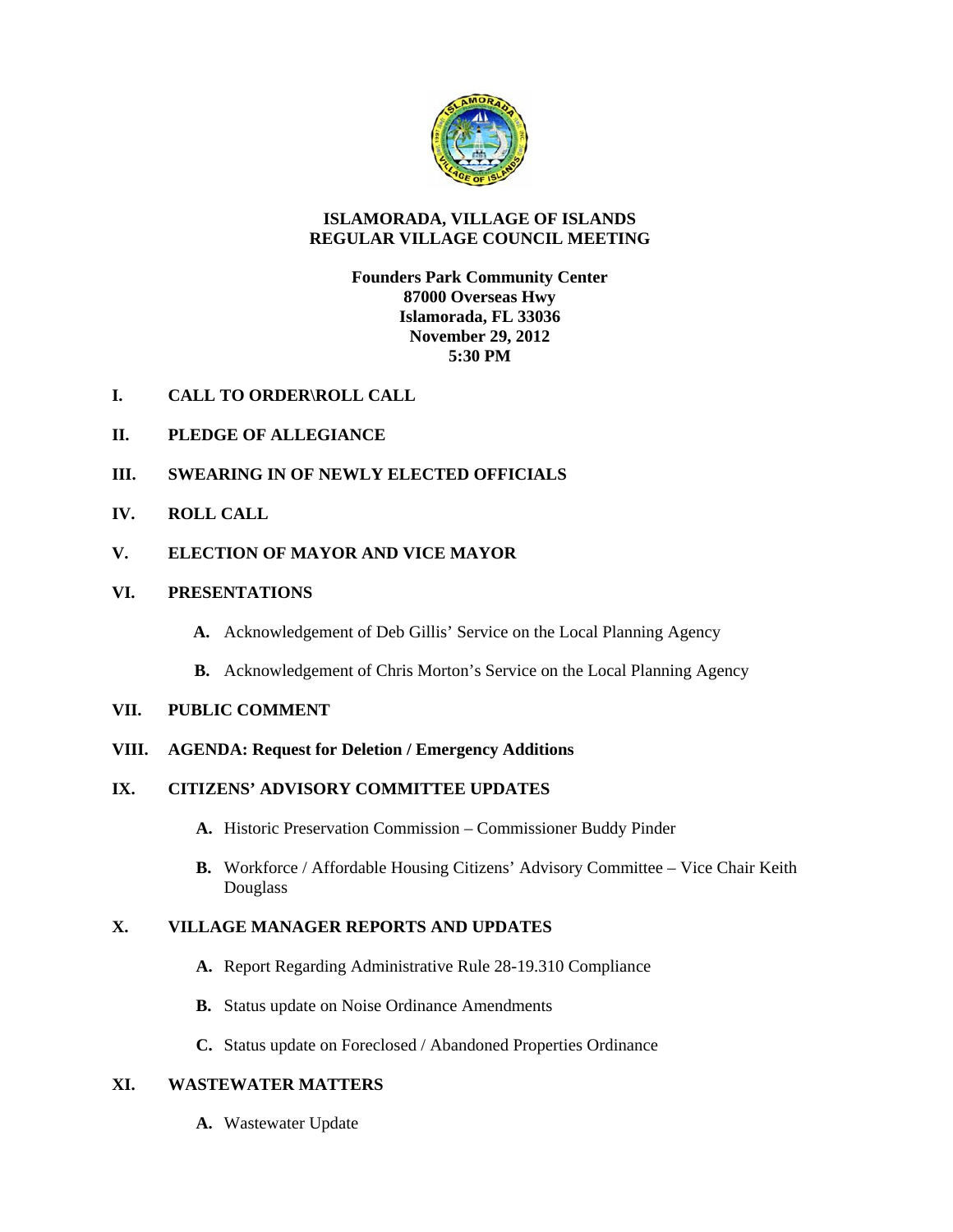# ISLAMORADA, VILLAGE OF ISLANDS
# REGULAR VILLAGE COUNCIL MEETING

**Founders Park Community Center**
**87000 Overseas Hwy**
**Islamorada, FL 33036**
**November 29, 2012**
**5:30 PM**

**I. CALL TO ORDER\ROLL CALL**

**II. PLEDGE OF ALLEGIANCE**

**III. SWEARING IN OF NEWLY ELECTED OFFICIALS**

**IV. ROLL CALL**

**V. ELECTION OF MAYOR AND VICE MAYOR**

**VI. PRESENTATIONS**

- **A.** Acknowledgement of Deb Gillis' Service on the Local Planning Agency
- **B.** Acknowledgement of Chris Morton's Service on the Local Planning Agency

**VII. PUBLIC COMMENT**

**VIII. AGENDA: Request for Deletion / Emergency Additions**

**IX. CITIZENS' ADVISORY COMMITTEE UPDATES**

- **A.** Historic Preservation Commission – Commissioner Buddy Pinder
- **B.** Workforce / Affordable Housing Citizens' Advisory Committee – Vice Chair Keith Douglass

**X. VILLAGE MANAGER REPORTS AND UPDATES**

- **A.** Report Regarding Administrative Rule 28-19.310 Compliance
- **B.** Status update on Noise Ordinance Amendments
- **C.** Status update on Foreclosed / Abandoned Properties Ordinance

**XI. WASTEWATER MATTERS**

- **A.** Wastewater Update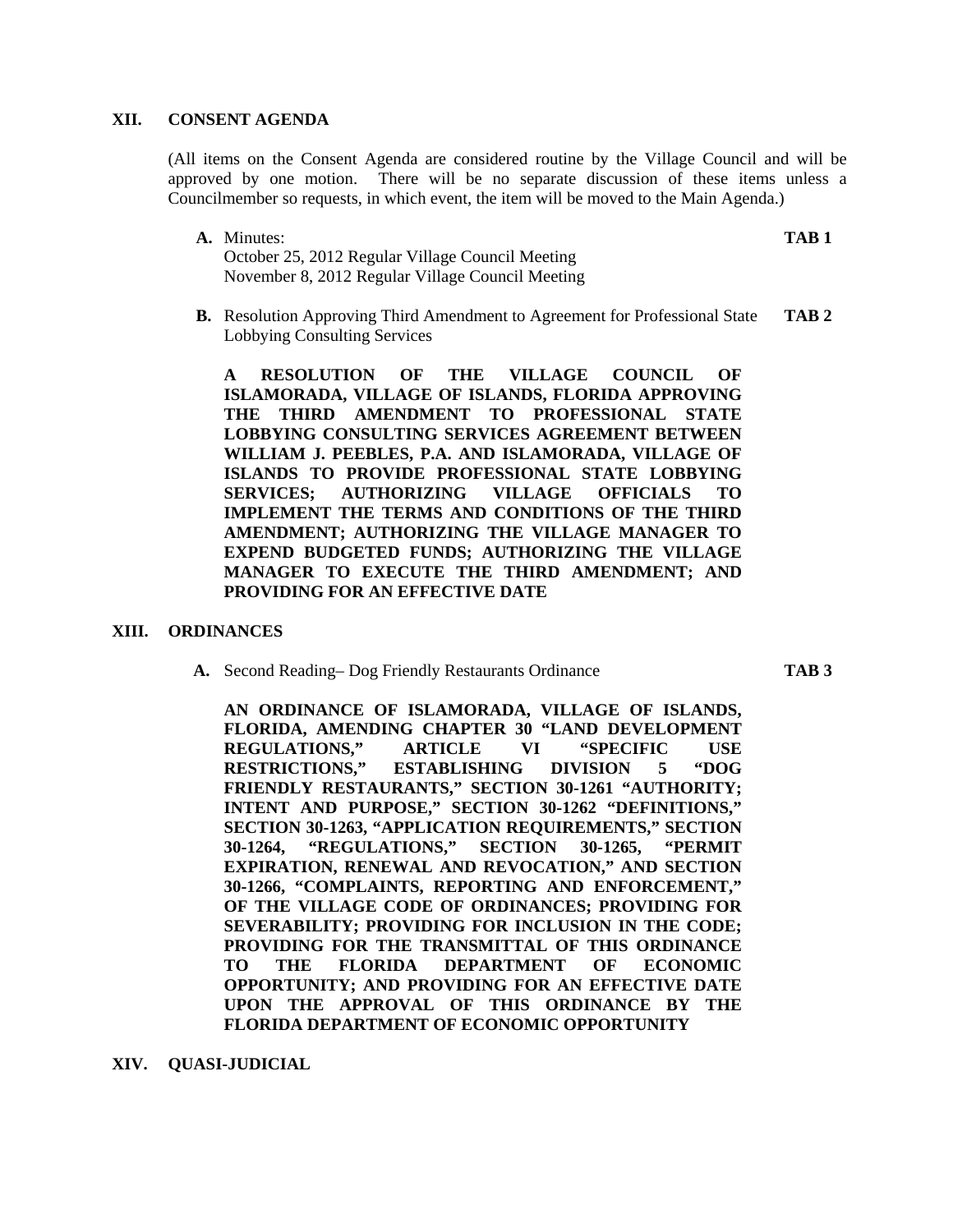## XII. CONSENT AGENDA

(All items on the Consent Agenda are considered routine by the Village Council and will be approved by one motion. There will be no separate discussion of these items unless a Councilmember so requests, in which event, the item will be moved to the Main Agenda.)

**A.** Minutes: **TAB 1**
October 25, 2012 Regular Village Council Meeting
November 8, 2012 Regular Village Council Meeting

**B.** Resolution Approving Third Amendment to Agreement for Professional State Lobbying Consulting Services **TAB 2**

**A RESOLUTION OF THE VILLAGE COUNCIL OF ISLAMORADA, VILLAGE OF ISLANDS, FLORIDA APPROVING THE THIRD AMENDMENT TO PROFESSIONAL STATE LOBBYING CONSULTING SERVICES AGREEMENT BETWEEN WILLIAM J. PEEBLES, P.A. AND ISLAMORADA, VILLAGE OF ISLANDS TO PROVIDE PROFESSIONAL STATE LOBBYING SERVICES; AUTHORIZING VILLAGE OFFICIALS TO IMPLEMENT THE TERMS AND CONDITIONS OF THE THIRD AMENDMENT; AUTHORIZING THE VILLAGE MANAGER TO EXPEND BUDGETED FUNDS; AUTHORIZING THE VILLAGE MANAGER TO EXECUTE THE THIRD AMENDMENT; AND PROVIDING FOR AN EFFECTIVE DATE**

## XIII. ORDINANCES

**A.** Second Reading– Dog Friendly Restaurants Ordinance **TAB 3**

**AN ORDINANCE OF ISLAMORADA, VILLAGE OF ISLANDS, FLORIDA, AMENDING CHAPTER 30 "LAND DEVELOPMENT REGULATIONS," ARTICLE VI "SPECIFIC USE RESTRICTIONS," ESTABLISHING DIVISION 5 "DOG FRIENDLY RESTAURANTS," SECTION 30-1261 "AUTHORITY; INTENT AND PURPOSE," SECTION 30-1262 "DEFINITIONS," SECTION 30-1263, "APPLICATION REQUIREMENTS," SECTION 30-1264, "REGULATIONS," SECTION 30-1265, "PERMIT EXPIRATION, RENEWAL AND REVOCATION," AND SECTION 30-1266, "COMPLAINTS, REPORTING AND ENFORCEMENT," OF THE VILLAGE CODE OF ORDINANCES; PROVIDING FOR SEVERABILITY; PROVIDING FOR INCLUSION IN THE CODE; PROVIDING FOR THE TRANSMITTAL OF THIS ORDINANCE TO THE FLORIDA DEPARTMENT OF ECONOMIC OPPORTUNITY; AND PROVIDING FOR AN EFFECTIVE DATE UPON THE APPROVAL OF THIS ORDINANCE BY THE FLORIDA DEPARTMENT OF ECONOMIC OPPORTUNITY**

## XIV. QUASI-JUDICIAL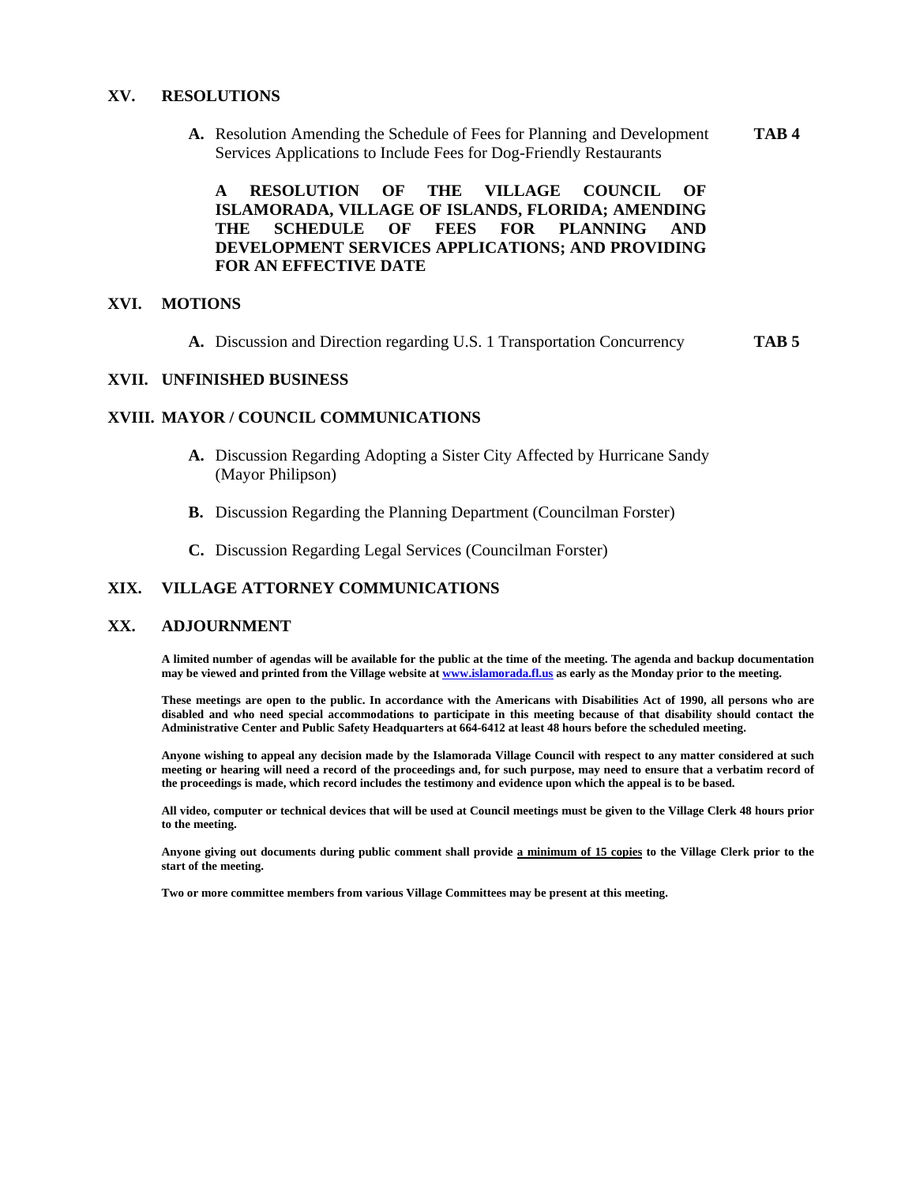## XV. RESOLUTIONS

**A.** Resolution Amending the Schedule of Fees for Planning and Development Services Applications to Include Fees for Dog-Friendly Restaurants **TAB 4**

**A RESOLUTION OF THE VILLAGE COUNCIL OF ISLAMORADA, VILLAGE OF ISLANDS, FLORIDA; AMENDING THE SCHEDULE OF FEES FOR PLANNING AND DEVELOPMENT SERVICES APPLICATIONS; AND PROVIDING FOR AN EFFECTIVE DATE**

## XVI. MOTIONS

**A.** Discussion and Direction regarding U.S. 1 Transportation Concurrency **TAB 5**

## XVII. UNFINISHED BUSINESS

## XVIII. MAYOR / COUNCIL COMMUNICATIONS

**A.** Discussion Regarding Adopting a Sister City Affected by Hurricane Sandy (Mayor Philipson)

**B.** Discussion Regarding the Planning Department (Councilman Forster)

**C.** Discussion Regarding Legal Services (Councilman Forster)

## XIX. VILLAGE ATTORNEY COMMUNICATIONS

## XX. ADJOURNMENT

**A limited number of agendas will be available for the public at the time of the meeting. The agenda and backup documentation may be viewed and printed from the Village website at [www.islamorada.fl.us](http://www.islamorada.fl.us) as early as the Monday prior to the meeting.**

**These meetings are open to the public. In accordance with the Americans with Disabilities Act of 1990, all persons who are disabled and who need special accommodations to participate in this meeting because of that disability should contact the Administrative Center and Public Safety Headquarters at 664-6412 at least 48 hours before the scheduled meeting.**

**Anyone wishing to appeal any decision made by the Islamorada Village Council with respect to any matter considered at such meeting or hearing will need a record of the proceedings and, for such purpose, may need to ensure that a verbatim record of the proceedings is made, which record includes the testimony and evidence upon which the appeal is to be based.**

**All video, computer or technical devices that will be used at Council meetings must be given to the Village Clerk 48 hours prior to the meeting.**

**Anyone giving out documents during public comment shall provide a minimum of 15 copies to the Village Clerk prior to the start of the meeting.**

**Two or more committee members from various Village Committees may be present at this meeting.**